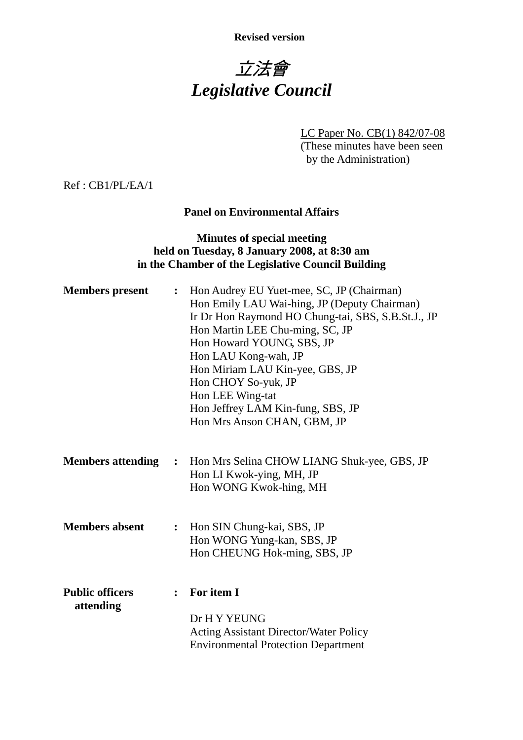**Revised version**

# *立法會*
# *Legislative Council*

LC Paper No. CB(1) 842/07-08
(These minutes have been seen by the Administration)

Ref : CB1/PL/EA/1

**Panel on Environmental Affairs**

**Minutes of special meeting**
**held on Tuesday, 8 January 2008, at 8:30 am**
**in the Chamber of the Legislative Council Building**

**Members present** :
Hon Audrey EU Yuet-mee, SC, JP (Chairman)
Hon Emily LAU Wai-hing, JP (Deputy Chairman)
Ir Dr Hon Raymond HO Chung-tai, SBS, S.B.St.J., JP
Hon Martin LEE Chu-ming, SC, JP
Hon Howard YOUNG, SBS, JP
Hon LAU Kong-wah, JP
Hon Miriam LAU Kin-yee, GBS, JP
Hon CHOY So-yuk, JP
Hon LEE Wing-tat
Hon Jeffrey LAM Kin-fung, SBS, JP
Hon Mrs Anson CHAN, GBM, JP

**Members attending** :
Hon Mrs Selina CHOW LIANG Shuk-yee, GBS, JP
Hon LI Kwok-ying, MH, JP
Hon WONG Kwok-hing, MH

**Members absent** :
Hon SIN Chung-kai, SBS, JP
Hon WONG Yung-kan, SBS, JP
Hon CHEUNG Hok-ming, SBS, JP

**Public officers attending** :
**For item I**

Dr H Y YEUNG
Acting Assistant Director/Water Policy
Environmental Protection Department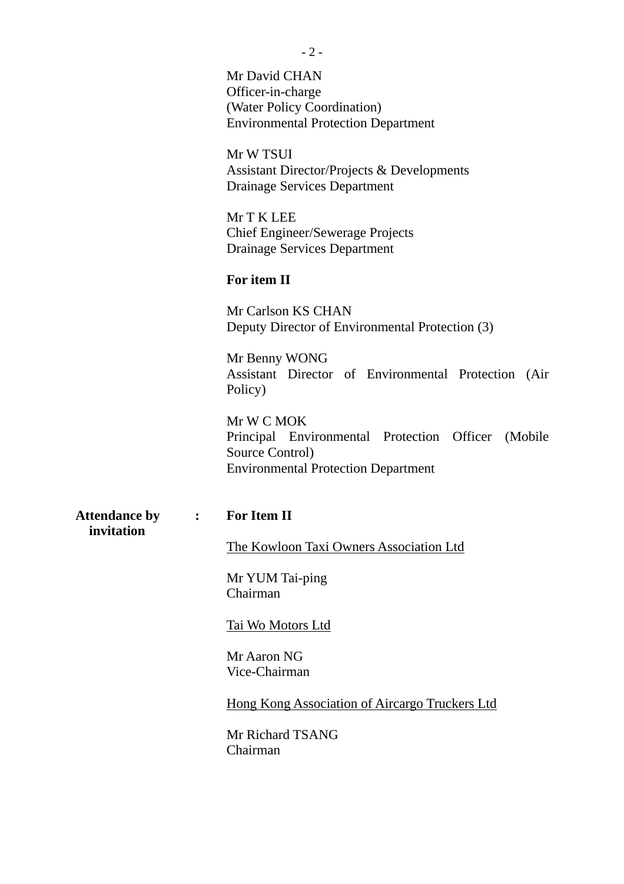Mr David CHAN
Officer-in-charge
(Water Policy Coordination)
Environmental Protection Department

Mr W TSUI
Assistant Director/Projects & Developments
Drainage Services Department

Mr T K LEE
Chief Engineer/Sewerage Projects
Drainage Services Department

**For item II**

Mr Carlson KS CHAN
Deputy Director of Environmental Protection (3)

Mr Benny WONG
Assistant Director of Environmental Protection (Air Policy)

Mr W C MOK
Principal Environmental Protection Officer (Mobile Source Control)
Environmental Protection Department

**Attendance by invitation** : **For Item II**

The Kowloon Taxi Owners Association Ltd

Mr YUM Tai-ping
Chairman

Tai Wo Motors Ltd

Mr Aaron NG
Vice-Chairman

Hong Kong Association of Aircargo Truckers Ltd

Mr Richard TSANG
Chairman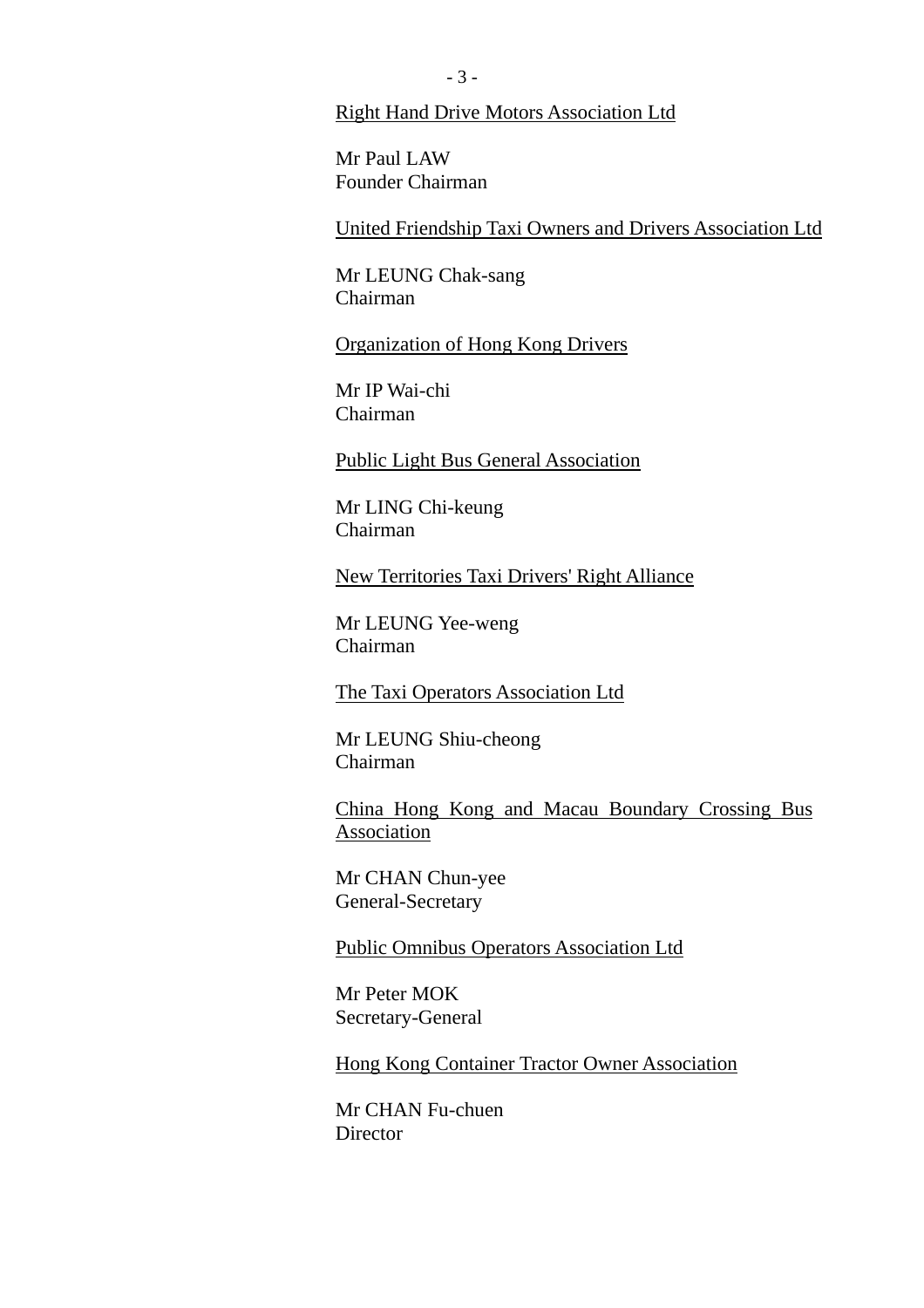<u>Right Hand Drive Motors Association Ltd</u>

Mr Paul LAW
Founder Chairman

<u>United Friendship Taxi Owners and Drivers Association Ltd</u>

Mr LEUNG Chak-sang
Chairman

<u>Organization of Hong Kong Drivers</u>

Mr IP Wai-chi
Chairman

<u>Public Light Bus General Association</u>

Mr LING Chi-keung
Chairman

<u>New Territories Taxi Drivers' Right Alliance</u>

Mr LEUNG Yee-weng
Chairman

<u>The Taxi Operators Association Ltd</u>

Mr LEUNG Shiu-cheong
Chairman

<u>China Hong Kong and Macau Boundary Crossing Bus Association</u>

Mr CHAN Chun-yee
General-Secretary

<u>Public Omnibus Operators Association Ltd</u>

Mr Peter MOK
Secretary-General

<u>Hong Kong Container Tractor Owner Association</u>

Mr CHAN Fu-chuen
Director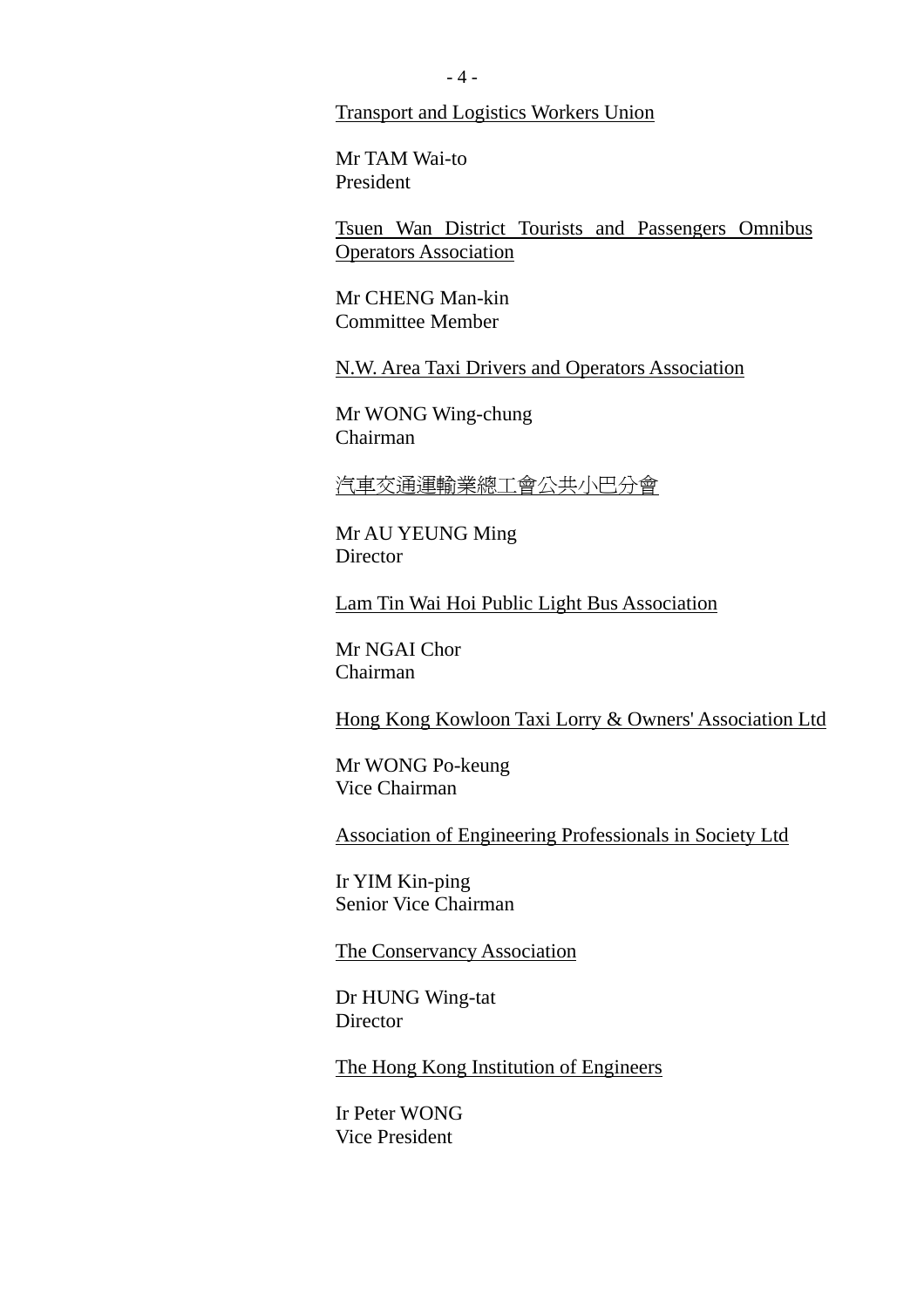<u>Transport and Logistics Workers Union</u>

Mr TAM Wai-to
President

<u>Tsuen Wan District Tourists and Passengers Omnibus Operators Association</u>

Mr CHENG Man-kin
Committee Member

<u>N.W. Area Taxi Drivers and Operators Association</u>

Mr WONG Wing-chung
Chairman

<u>汽車交通運輸業總工會公共小巴分會</u>

Mr AU YEUNG Ming
Director

<u>Lam Tin Wai Hoi Public Light Bus Association</u>

Mr NGAI Chor
Chairman

<u>Hong Kong Kowloon Taxi Lorry & Owners' Association Ltd</u>

Mr WONG Po-keung
Vice Chairman

<u>Association of Engineering Professionals in Society Ltd</u>

Ir YIM Kin-ping
Senior Vice Chairman

<u>The Conservancy Association</u>

Dr HUNG Wing-tat
Director

<u>The Hong Kong Institution of Engineers</u>

Ir Peter WONG
Vice President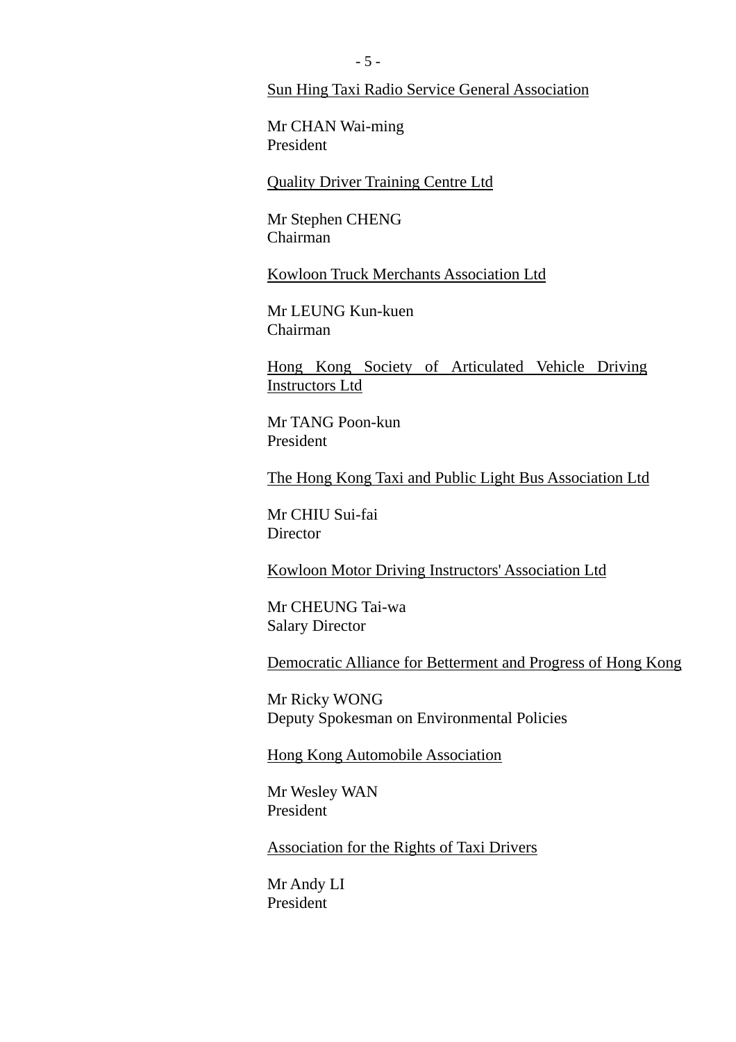<u>Sun Hing Taxi Radio Service General Association</u>

Mr CHAN Wai-ming
President

<u>Quality Driver Training Centre Ltd</u>

Mr Stephen CHENG
Chairman

<u>Kowloon Truck Merchants Association Ltd</u>

Mr LEUNG Kun-kuen
Chairman

<u>Hong Kong Society of Articulated Vehicle Driving Instructors Ltd</u>

Mr TANG Poon-kun
President

<u>The Hong Kong Taxi and Public Light Bus Association Ltd</u>

Mr CHIU Sui-fai
Director

<u>Kowloon Motor Driving Instructors' Association Ltd</u>

Mr CHEUNG Tai-wa
Salary Director

<u>Democratic Alliance for Betterment and Progress of Hong Kong</u>

Mr Ricky WONG
Deputy Spokesman on Environmental Policies

<u>Hong Kong Automobile Association</u>

Mr Wesley WAN
President

<u>Association for the Rights of Taxi Drivers</u>

Mr Andy LI
President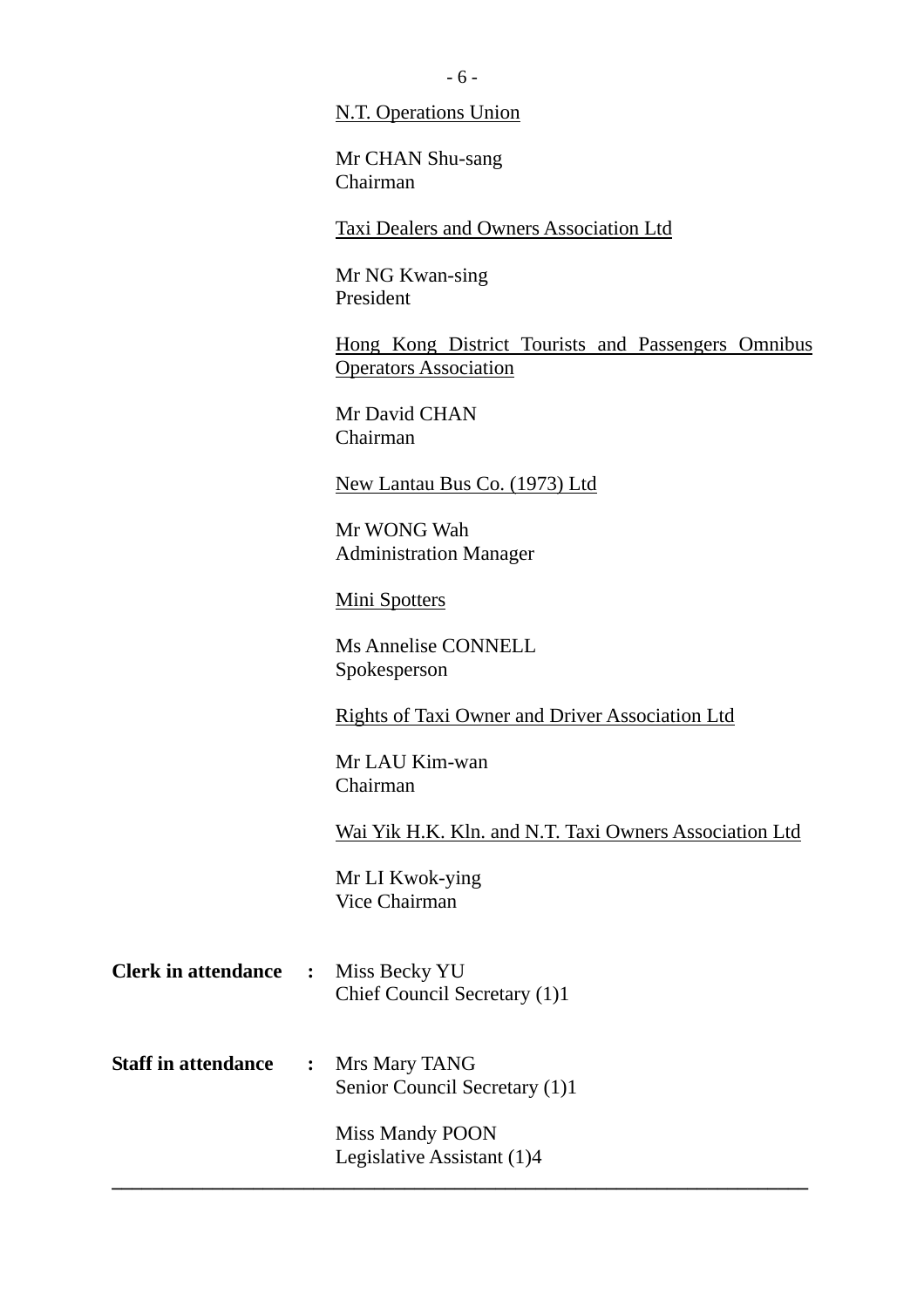<u>N.T. Operations Union</u>

Mr CHAN Shu-sang
Chairman

<u>Taxi Dealers and Owners Association Ltd</u>

Mr NG Kwan-sing
President

<u>Hong Kong District Tourists and Passengers Omnibus Operators Association</u>

Mr David CHAN
Chairman

<u>New Lantau Bus Co. (1973) Ltd</u>

Mr WONG Wah
Administration Manager

<u>Mini Spotters</u>

Ms Annelise CONNELL
Spokesperson

<u>Rights of Taxi Owner and Driver Association Ltd</u>

Mr LAU Kim-wan
Chairman

<u>Wai Yik H.K. Kln. and N.T. Taxi Owners Association Ltd</u>

Mr LI Kwok-ying
Vice Chairman

**Clerk in attendance** : Miss Becky YU
Chief Council Secretary (1)1

**Staff in attendance** : Mrs Mary TANG
Senior Council Secretary (1)1

Miss Mandy POON
Legislative Assistant (1)4

---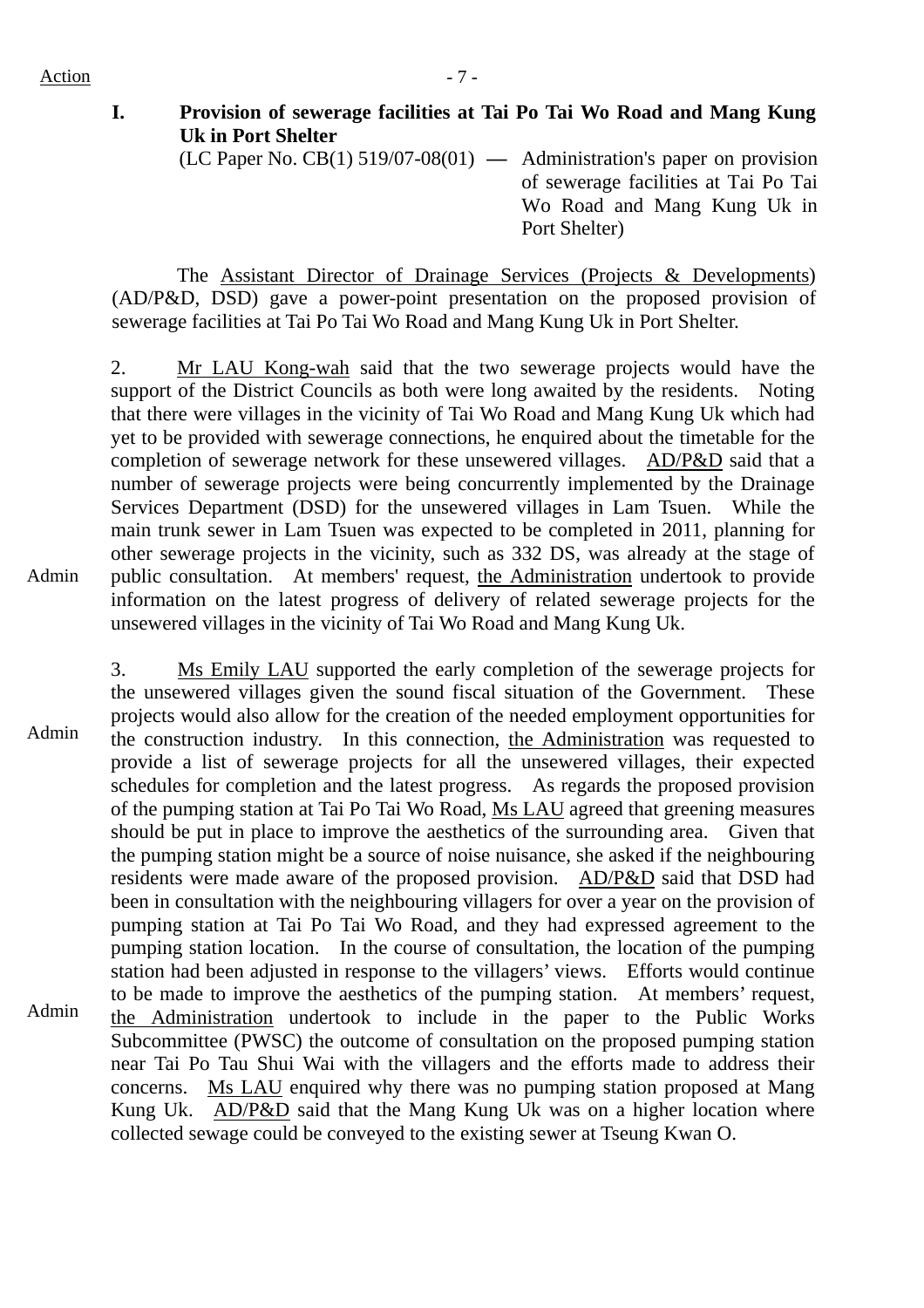Action

## I. Provision of sewerage facilities at Tai Po Tai Wo Road and Mang Kung Uk in Port Shelter

(LC Paper No. CB(1) 519/07-08(01) — Administration's paper on provision of sewerage facilities at Tai Po Tai Wo Road and Mang Kung Uk in Port Shelter)

The Assistant Director of Drainage Services (Projects & Developments) (AD/P&D, DSD) gave a power-point presentation on the proposed provision of sewerage facilities at Tai Po Tai Wo Road and Mang Kung Uk in Port Shelter.

2. Mr LAU Kong-wah said that the two sewerage projects would have the support of the District Councils as both were long awaited by the residents. Noting that there were villages in the vicinity of Tai Wo Road and Mang Kung Uk which had yet to be provided with sewerage connections, he enquired about the timetable for the completion of sewerage network for these unsewered villages. AD/P&D said that a number of sewerage projects were being concurrently implemented by the Drainage Services Department (DSD) for the unsewered villages in Lam Tsuen. While the main trunk sewer in Lam Tsuen was expected to be completed in 2011, planning for other sewerage projects in the vicinity, such as 332 DS, was already at the stage of public consultation. At members' request, the Administration undertook to provide information on the latest progress of delivery of related sewerage projects for the unsewered villages in the vicinity of Tai Wo Road and Mang Kung Uk.

Admin

3. Ms Emily LAU supported the early completion of the sewerage projects for the unsewered villages given the sound fiscal situation of the Government. These projects would also allow for the creation of the needed employment opportunities for the construction industry. In this connection, the Administration was requested to provide a list of sewerage projects for all the unsewered villages, their expected schedules for completion and the latest progress. As regards the proposed provision of the pumping station at Tai Po Tai Wo Road, Ms LAU agreed that greening measures should be put in place to improve the aesthetics of the surrounding area. Given that the pumping station might be a source of noise nuisance, she asked if the neighbouring residents were made aware of the proposed provision. AD/P&D said that DSD had been in consultation with the neighbouring villagers for over a year on the provision of pumping station at Tai Po Tai Wo Road, and they had expressed agreement to the pumping station location. In the course of consultation, the location of the pumping station had been adjusted in response to the villagers' views. Efforts would continue to be made to improve the aesthetics of the pumping station. At members' request, the Administration undertook to include in the paper to the Public Works Subcommittee (PWSC) the outcome of consultation on the proposed pumping station near Tai Po Tau Shui Wai with the villagers and the efforts made to address their concerns. Ms LAU enquired why there was no pumping station proposed at Mang Kung Uk. AD/P&D said that the Mang Kung Uk was on a higher location where collected sewage could be conveyed to the existing sewer at Tseung Kwan O.

Admin

Admin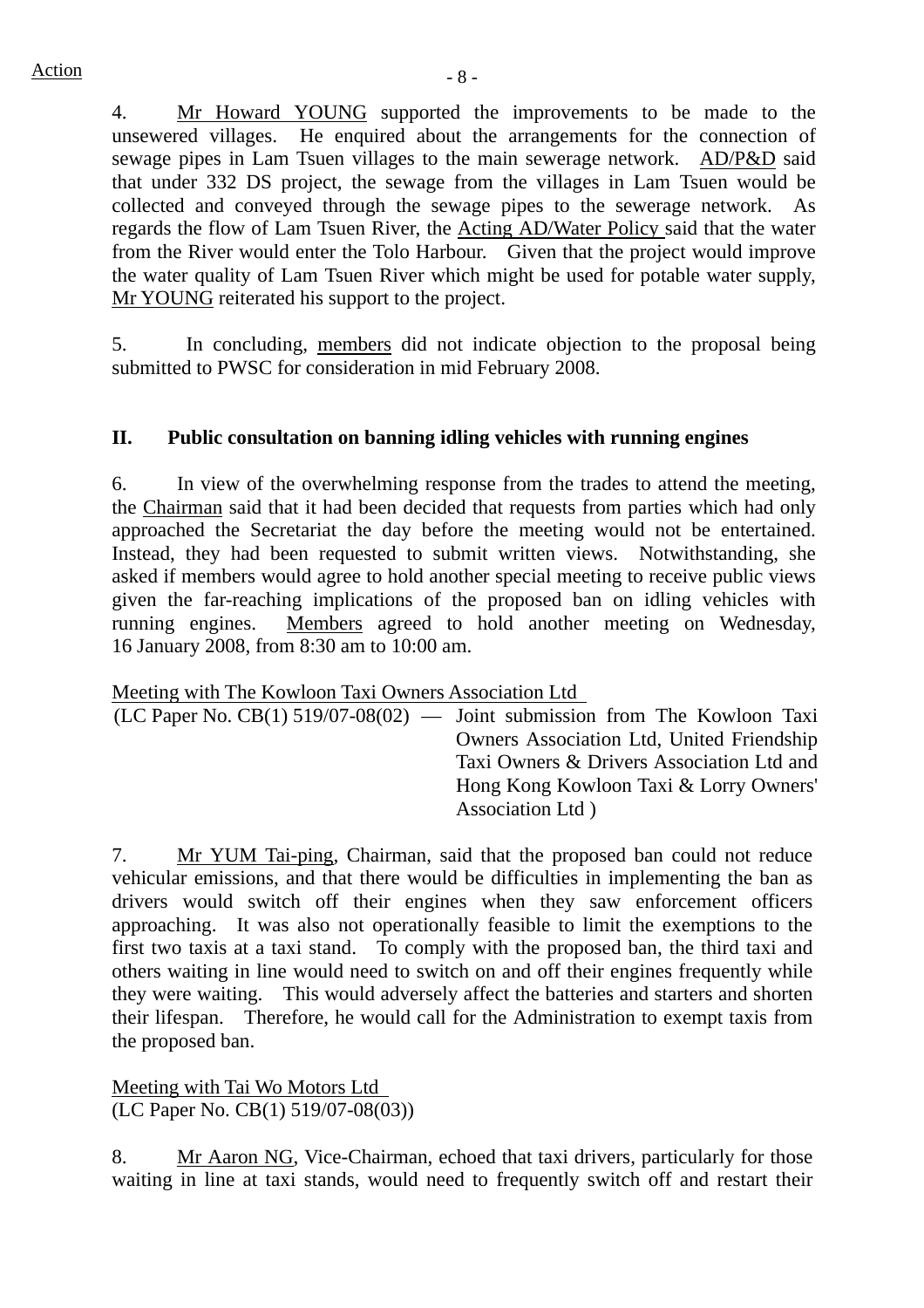Action

4. Mr Howard YOUNG supported the improvements to be made to the unsewered villages. He enquired about the arrangements for the connection of sewage pipes in Lam Tsuen villages to the main sewerage network. AD/P&D said that under 332 DS project, the sewage from the villages in Lam Tsuen would be collected and conveyed through the sewage pipes to the sewerage network. As regards the flow of Lam Tsuen River, the Acting AD/Water Policy said that the water from the River would enter the Tolo Harbour. Given that the project would improve the water quality of Lam Tsuen River which might be used for potable water supply, Mr YOUNG reiterated his support to the project.

5. In concluding, members did not indicate objection to the proposal being submitted to PWSC for consideration in mid February 2008.

## II. Public consultation on banning idling vehicles with running engines

6. In view of the overwhelming response from the trades to attend the meeting, the Chairman said that it had been decided that requests from parties which had only approached the Secretariat the day before the meeting would not be entertained. Instead, they had been requested to submit written views. Notwithstanding, she asked if members would agree to hold another special meeting to receive public views given the far-reaching implications of the proposed ban on idling vehicles with running engines. Members agreed to hold another meeting on Wednesday, 16 January 2008, from 8:30 am to 10:00 am.

Meeting with The Kowloon Taxi Owners Association Ltd
(LC Paper No. CB(1) 519/07-08(02) — Joint submission from The Kowloon Taxi Owners Association Ltd, United Friendship Taxi Owners & Drivers Association Ltd and Hong Kong Kowloon Taxi & Lorry Owners' Association Ltd )

7. Mr YUM Tai-ping, Chairman, said that the proposed ban could not reduce vehicular emissions, and that there would be difficulties in implementing the ban as drivers would switch off their engines when they saw enforcement officers approaching. It was also not operationally feasible to limit the exemptions to the first two taxis at a taxi stand. To comply with the proposed ban, the third taxi and others waiting in line would need to switch on and off their engines frequently while they were waiting. This would adversely affect the batteries and starters and shorten their lifespan. Therefore, he would call for the Administration to exempt taxis from the proposed ban.

Meeting with Tai Wo Motors Ltd
(LC Paper No. CB(1) 519/07-08(03))

8. Mr Aaron NG, Vice-Chairman, echoed that taxi drivers, particularly for those waiting in line at taxi stands, would need to frequently switch off and restart their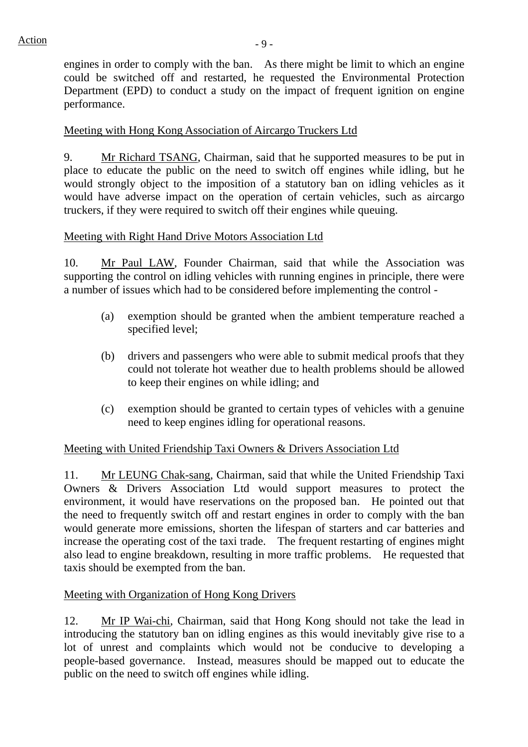engines in order to comply with the ban. As there might be limit to which an engine could be switched off and restarted, he requested the Environmental Protection Department (EPD) to conduct a study on the impact of frequent ignition on engine performance.

Meeting with Hong Kong Association of Aircargo Truckers Ltd

9. Mr Richard TSANG, Chairman, said that he supported measures to be put in place to educate the public on the need to switch off engines while idling, but he would strongly object to the imposition of a statutory ban on idling vehicles as it would have adverse impact on the operation of certain vehicles, such as aircargo truckers, if they were required to switch off their engines while queuing.

Meeting with Right Hand Drive Motors Association Ltd

10. Mr Paul LAW, Founder Chairman, said that while the Association was supporting the control on idling vehicles with running engines in principle, there were a number of issues which had to be considered before implementing the control -

(a) exemption should be granted when the ambient temperature reached a specified level;

(b) drivers and passengers who were able to submit medical proofs that they could not tolerate hot weather due to health problems should be allowed to keep their engines on while idling; and

(c) exemption should be granted to certain types of vehicles with a genuine need to keep engines idling for operational reasons.

Meeting with United Friendship Taxi Owners & Drivers Association Ltd

11. Mr LEUNG Chak-sang, Chairman, said that while the United Friendship Taxi Owners & Drivers Association Ltd would support measures to protect the environment, it would have reservations on the proposed ban. He pointed out that the need to frequently switch off and restart engines in order to comply with the ban would generate more emissions, shorten the lifespan of starters and car batteries and increase the operating cost of the taxi trade. The frequent restarting of engines might also lead to engine breakdown, resulting in more traffic problems. He requested that taxis should be exempted from the ban.

Meeting with Organization of Hong Kong Drivers

12. Mr IP Wai-chi, Chairman, said that Hong Kong should not take the lead in introducing the statutory ban on idling engines as this would inevitably give rise to a lot of unrest and complaints which would not be conducive to developing a people-based governance. Instead, measures should be mapped out to educate the public on the need to switch off engines while idling.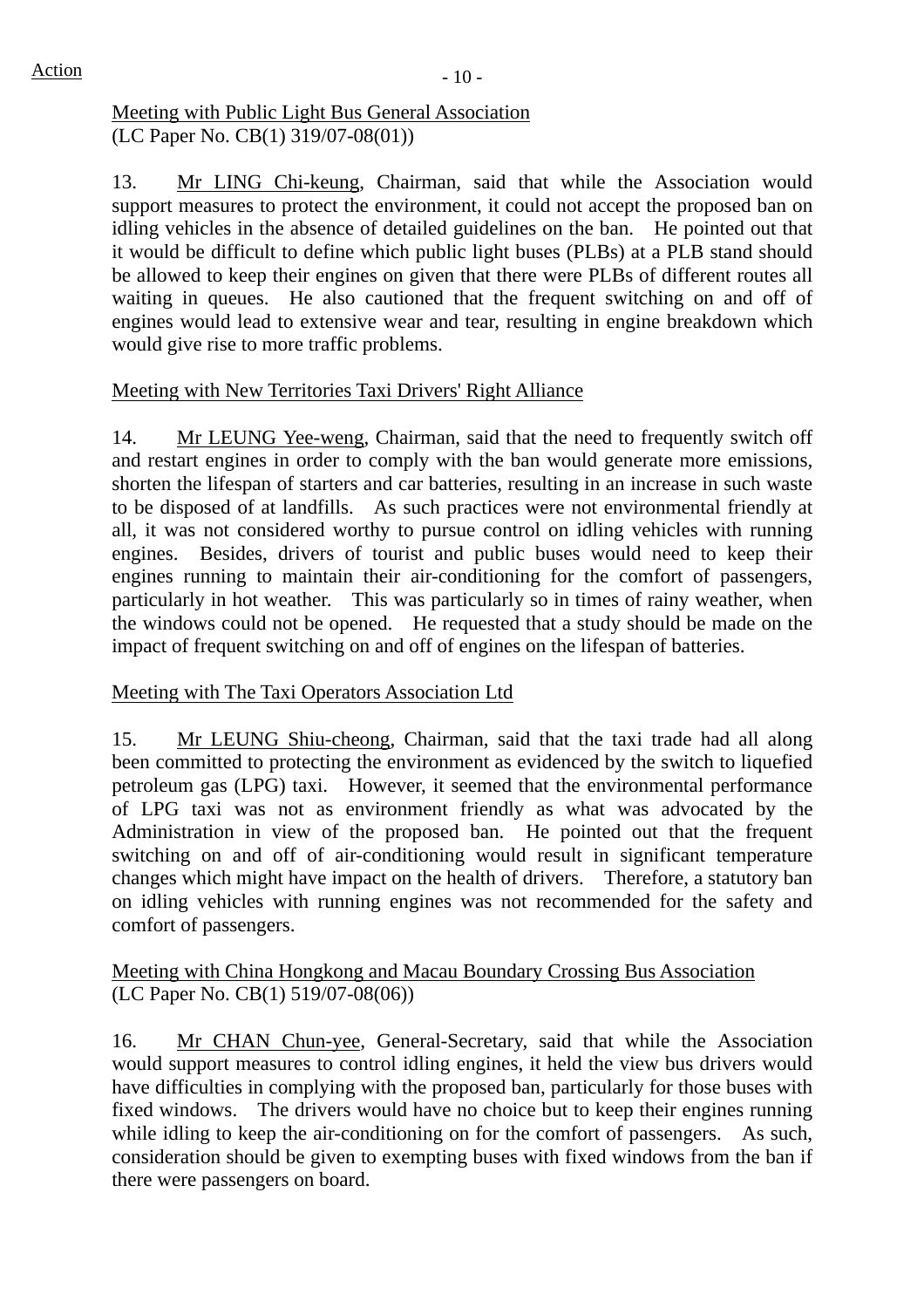Action

Meeting with Public Light Bus General Association
(LC Paper No. CB(1) 319/07-08(01))

13. Mr LING Chi-keung, Chairman, said that while the Association would support measures to protect the environment, it could not accept the proposed ban on idling vehicles in the absence of detailed guidelines on the ban. He pointed out that it would be difficult to define which public light buses (PLBs) at a PLB stand should be allowed to keep their engines on given that there were PLBs of different routes all waiting in queues. He also cautioned that the frequent switching on and off of engines would lead to extensive wear and tear, resulting in engine breakdown which would give rise to more traffic problems.

Meeting with New Territories Taxi Drivers' Right Alliance

14. Mr LEUNG Yee-weng, Chairman, said that the need to frequently switch off and restart engines in order to comply with the ban would generate more emissions, shorten the lifespan of starters and car batteries, resulting in an increase in such waste to be disposed of at landfills. As such practices were not environmental friendly at all, it was not considered worthy to pursue control on idling vehicles with running engines. Besides, drivers of tourist and public buses would need to keep their engines running to maintain their air-conditioning for the comfort of passengers, particularly in hot weather. This was particularly so in times of rainy weather, when the windows could not be opened. He requested that a study should be made on the impact of frequent switching on and off of engines on the lifespan of batteries.

Meeting with The Taxi Operators Association Ltd

15. Mr LEUNG Shiu-cheong, Chairman, said that the taxi trade had all along been committed to protecting the environment as evidenced by the switch to liquefied petroleum gas (LPG) taxi. However, it seemed that the environmental performance of LPG taxi was not as environment friendly as what was advocated by the Administration in view of the proposed ban. He pointed out that the frequent switching on and off of air-conditioning would result in significant temperature changes which might have impact on the health of drivers. Therefore, a statutory ban on idling vehicles with running engines was not recommended for the safety and comfort of passengers.

Meeting with China Hongkong and Macau Boundary Crossing Bus Association
(LC Paper No. CB(1) 519/07-08(06))

16. Mr CHAN Chun-yee, General-Secretary, said that while the Association would support measures to control idling engines, it held the view bus drivers would have difficulties in complying with the proposed ban, particularly for those buses with fixed windows. The drivers would have no choice but to keep their engines running while idling to keep the air-conditioning on for the comfort of passengers. As such, consideration should be given to exempting buses with fixed windows from the ban if there were passengers on board.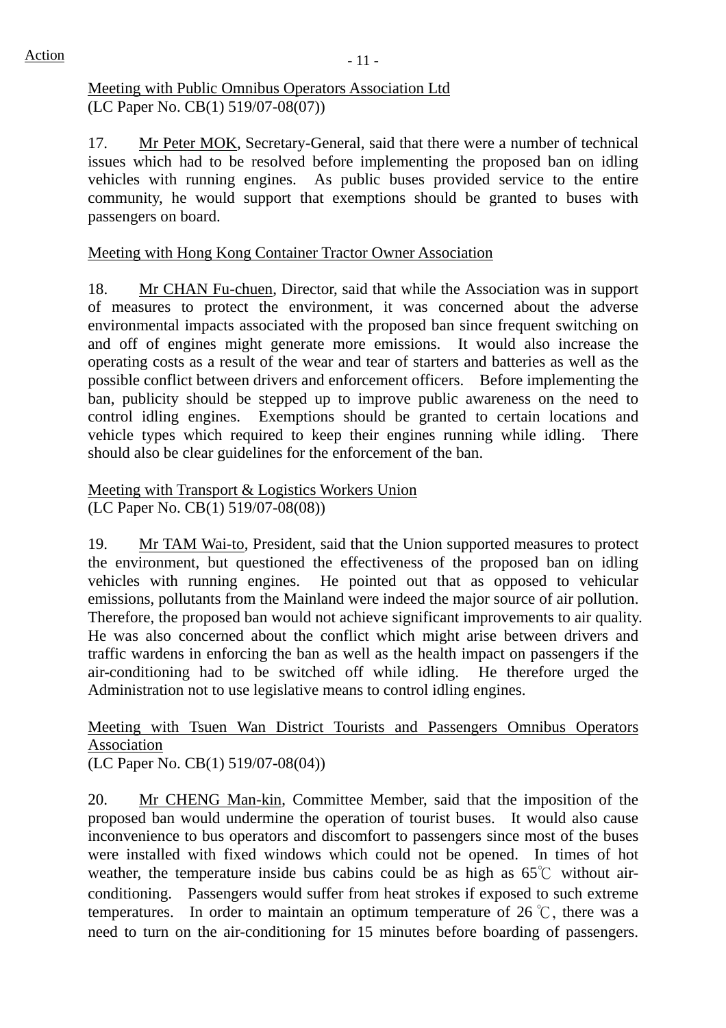Action

<u>Meeting with Public Omnibus Operators Association Ltd</u>
(LC Paper No. CB(1) 519/07-08(07))

17. <u>Mr Peter MOK</u>, Secretary-General, said that there were a number of technical issues which had to be resolved before implementing the proposed ban on idling vehicles with running engines. As public buses provided service to the entire community, he would support that exemptions should be granted to buses with passengers on board.

<u>Meeting with Hong Kong Container Tractor Owner Association</u>

18. <u>Mr CHAN Fu-chuen</u>, Director, said that while the Association was in support of measures to protect the environment, it was concerned about the adverse environmental impacts associated with the proposed ban since frequent switching on and off of engines might generate more emissions. It would also increase the operating costs as a result of the wear and tear of starters and batteries as well as the possible conflict between drivers and enforcement officers. Before implementing the ban, publicity should be stepped up to improve public awareness on the need to control idling engines. Exemptions should be granted to certain locations and vehicle types which required to keep their engines running while idling. There should also be clear guidelines for the enforcement of the ban.

<u>Meeting with Transport & Logistics Workers Union</u>
(LC Paper No. CB(1) 519/07-08(08))

19. <u>Mr TAM Wai-to</u>, President, said that the Union supported measures to protect the environment, but questioned the effectiveness of the proposed ban on idling vehicles with running engines. He pointed out that as opposed to vehicular emissions, pollutants from the Mainland were indeed the major source of air pollution. Therefore, the proposed ban would not achieve significant improvements to air quality. He was also concerned about the conflict which might arise between drivers and traffic wardens in enforcing the ban as well as the health impact on passengers if the air-conditioning had to be switched off while idling. He therefore urged the Administration not to use legislative means to control idling engines.

<u>Meeting with Tsuen Wan District Tourists and Passengers Omnibus Operators Association</u>
(LC Paper No. CB(1) 519/07-08(04))

20. <u>Mr CHENG Man-kin</u>, Committee Member, said that the imposition of the proposed ban would undermine the operation of tourist buses. It would also cause inconvenience to bus operators and discomfort to passengers since most of the buses were installed with fixed windows which could not be opened. In times of hot weather, the temperature inside bus cabins could be as high as 65℃ without air-conditioning. Passengers would suffer from heat strokes if exposed to such extreme temperatures. In order to maintain an optimum temperature of 26℃, there was a need to turn on the air-conditioning for 15 minutes before boarding of passengers.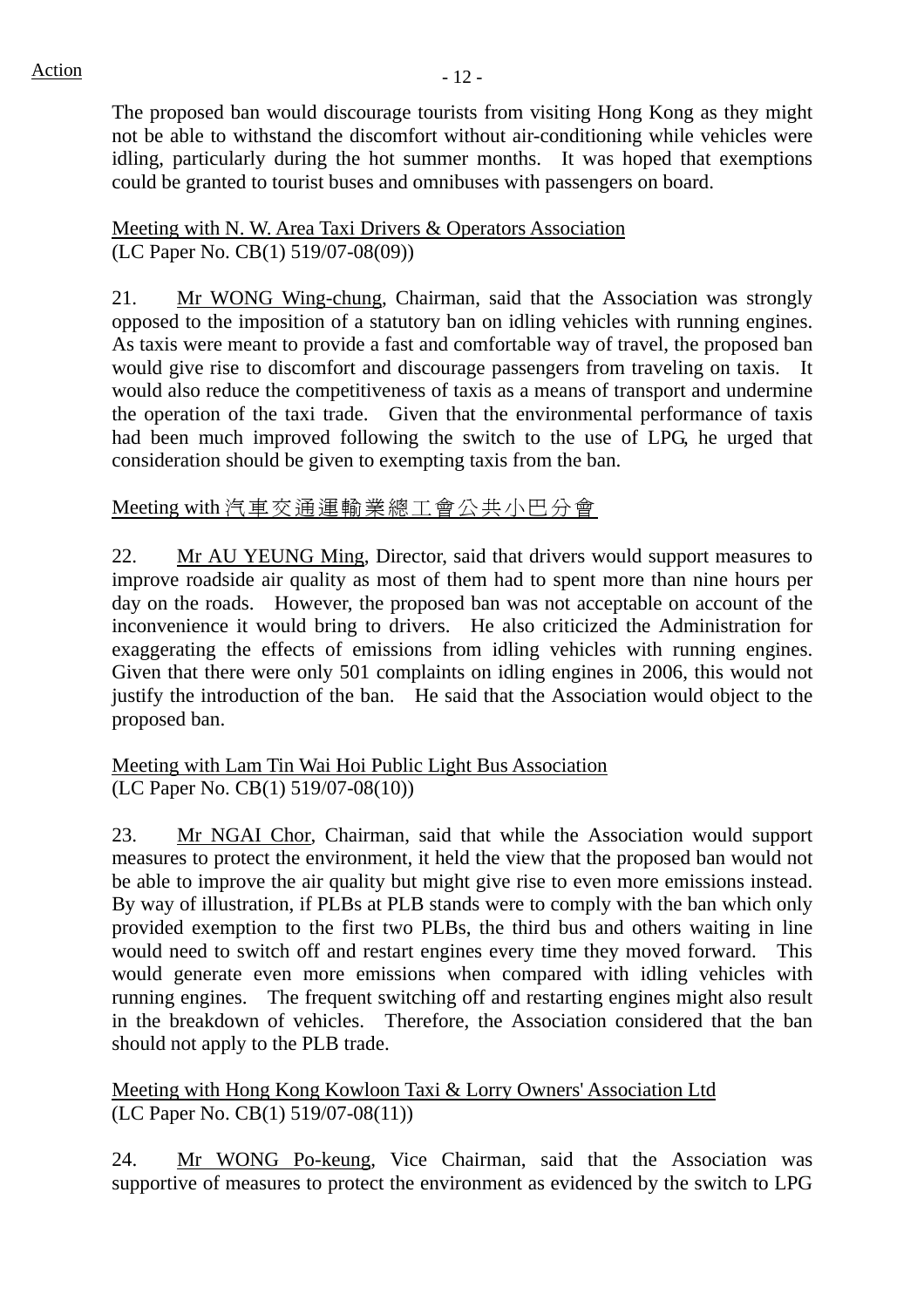The proposed ban would discourage tourists from visiting Hong Kong as they might not be able to withstand the discomfort without air-conditioning while vehicles were idling, particularly during the hot summer months. It was hoped that exemptions could be granted to tourist buses and omnibuses with passengers on board.

Meeting with N. W. Area Taxi Drivers & Operators Association
(LC Paper No. CB(1) 519/07-08(09))

21. Mr WONG Wing-chung, Chairman, said that the Association was strongly opposed to the imposition of a statutory ban on idling vehicles with running engines. As taxis were meant to provide a fast and comfortable way of travel, the proposed ban would give rise to discomfort and discourage passengers from traveling on taxis. It would also reduce the competitiveness of taxis as a means of transport and undermine the operation of the taxi trade. Given that the environmental performance of taxis had been much improved following the switch to the use of LPG, he urged that consideration should be given to exempting taxis from the ban.

Meeting with 汽車交通運輸業總工會公共小巴分會

22. Mr AU YEUNG Ming, Director, said that drivers would support measures to improve roadside air quality as most of them had to spent more than nine hours per day on the roads. However, the proposed ban was not acceptable on account of the inconvenience it would bring to drivers. He also criticized the Administration for exaggerating the effects of emissions from idling vehicles with running engines. Given that there were only 501 complaints on idling engines in 2006, this would not justify the introduction of the ban. He said that the Association would object to the proposed ban.

Meeting with Lam Tin Wai Hoi Public Light Bus Association
(LC Paper No. CB(1) 519/07-08(10))

23. Mr NGAI Chor, Chairman, said that while the Association would support measures to protect the environment, it held the view that the proposed ban would not be able to improve the air quality but might give rise to even more emissions instead. By way of illustration, if PLBs at PLB stands were to comply with the ban which only provided exemption to the first two PLBs, the third bus and others waiting in line would need to switch off and restart engines every time they moved forward. This would generate even more emissions when compared with idling vehicles with running engines. The frequent switching off and restarting engines might also result in the breakdown of vehicles. Therefore, the Association considered that the ban should not apply to the PLB trade.

Meeting with Hong Kong Kowloon Taxi & Lorry Owners' Association Ltd
(LC Paper No. CB(1) 519/07-08(11))

24. Mr WONG Po-keung, Vice Chairman, said that the Association was supportive of measures to protect the environment as evidenced by the switch to LPG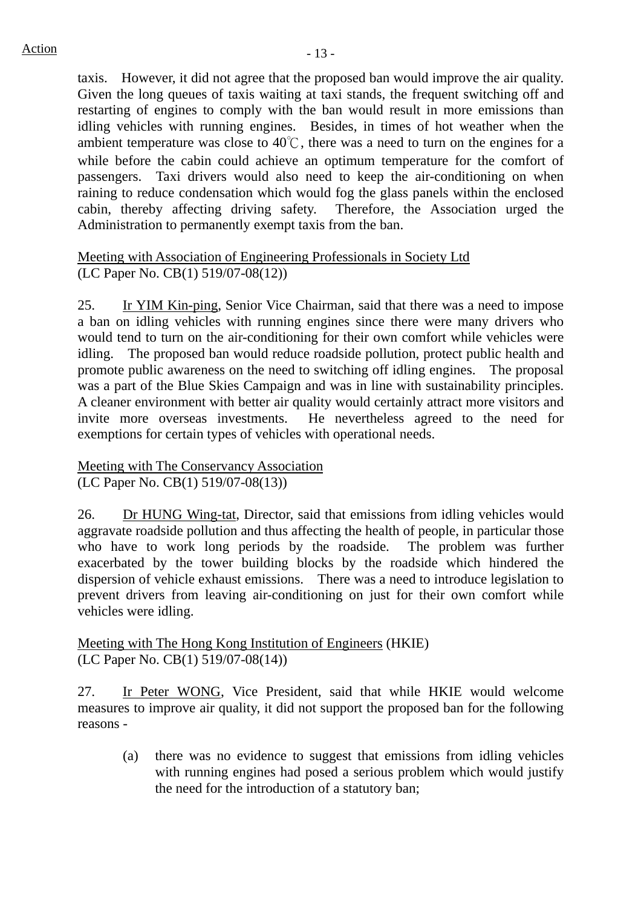taxis. However, it did not agree that the proposed ban would improve the air quality. Given the long queues of taxis waiting at taxi stands, the frequent switching off and restarting of engines to comply with the ban would result in more emissions than idling vehicles with running engines. Besides, in times of hot weather when the ambient temperature was close to 40℃, there was a need to turn on the engines for a while before the cabin could achieve an optimum temperature for the comfort of passengers. Taxi drivers would also need to keep the air-conditioning on when raining to reduce condensation which would fog the glass panels within the enclosed cabin, thereby affecting driving safety. Therefore, the Association urged the Administration to permanently exempt taxis from the ban.

Meeting with Association of Engineering Professionals in Society Ltd
(LC Paper No. CB(1) 519/07-08(12))

25. Ir YIM Kin-ping, Senior Vice Chairman, said that there was a need to impose a ban on idling vehicles with running engines since there were many drivers who would tend to turn on the air-conditioning for their own comfort while vehicles were idling. The proposed ban would reduce roadside pollution, protect public health and promote public awareness on the need to switching off idling engines. The proposal was a part of the Blue Skies Campaign and was in line with sustainability principles. A cleaner environment with better air quality would certainly attract more visitors and invite more overseas investments. He nevertheless agreed to the need for exemptions for certain types of vehicles with operational needs.

Meeting with The Conservancy Association
(LC Paper No. CB(1) 519/07-08(13))

26. Dr HUNG Wing-tat, Director, said that emissions from idling vehicles would aggravate roadside pollution and thus affecting the health of people, in particular those who have to work long periods by the roadside. The problem was further exacerbated by the tower building blocks by the roadside which hindered the dispersion of vehicle exhaust emissions. There was a need to introduce legislation to prevent drivers from leaving air-conditioning on just for their own comfort while vehicles were idling.

Meeting with The Hong Kong Institution of Engineers (HKIE)
(LC Paper No. CB(1) 519/07-08(14))

27. Ir Peter WONG, Vice President, said that while HKIE would welcome measures to improve air quality, it did not support the proposed ban for the following reasons -

(a) there was no evidence to suggest that emissions from idling vehicles with running engines had posed a serious problem which would justify the need for the introduction of a statutory ban;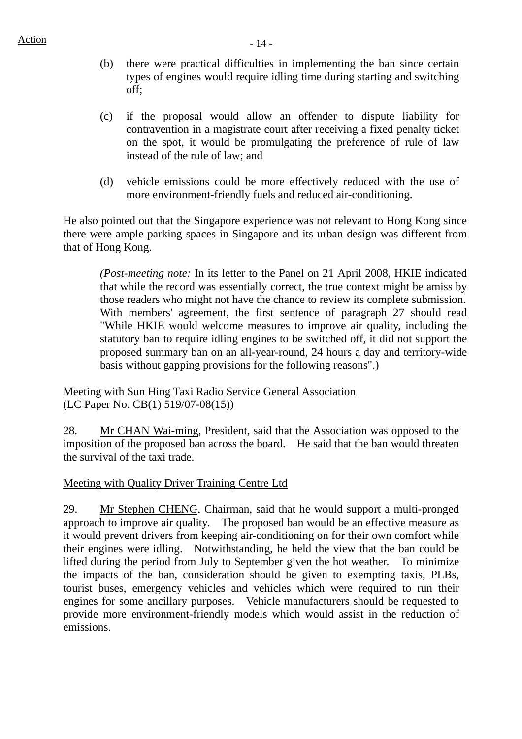Action

(b) there were practical difficulties in implementing the ban since certain types of engines would require idling time during starting and switching off;

(c) if the proposal would allow an offender to dispute liability for contravention in a magistrate court after receiving a fixed penalty ticket on the spot, it would be promulgating the preference of rule of law instead of the rule of law; and

(d) vehicle emissions could be more effectively reduced with the use of more environment-friendly fuels and reduced air-conditioning.

He also pointed out that the Singapore experience was not relevant to Hong Kong since there were ample parking spaces in Singapore and its urban design was different from that of Hong Kong.

> *(Post-meeting note:* In its letter to the Panel on 21 April 2008, HKIE indicated that while the record was essentially correct, the true context might be amiss by those readers who might not have the chance to review its complete submission. With members' agreement, the first sentence of paragraph 27 should read "While HKIE would welcome measures to improve air quality, including the statutory ban to require idling engines to be switched off, it did not support the proposed summary ban on an all-year-round, 24 hours a day and territory-wide basis without gapping provisions for the following reasons".)

<u>Meeting with Sun Hing Taxi Radio Service General Association</u>
(LC Paper No. CB(1) 519/07-08(15))

28. <u>Mr CHAN Wai-ming</u>, President, said that the Association was opposed to the imposition of the proposed ban across the board. He said that the ban would threaten the survival of the taxi trade.

<u>Meeting with Quality Driver Training Centre Ltd</u>

29. <u>Mr Stephen CHENG</u>, Chairman, said that he would support a multi-pronged approach to improve air quality. The proposed ban would be an effective measure as it would prevent drivers from keeping air-conditioning on for their own comfort while their engines were idling. Notwithstanding, he held the view that the ban could be lifted during the period from July to September given the hot weather. To minimize the impacts of the ban, consideration should be given to exempting taxis, PLBs, tourist buses, emergency vehicles and vehicles which were required to run their engines for some ancillary purposes. Vehicle manufacturers should be requested to provide more environment-friendly models which would assist in the reduction of emissions.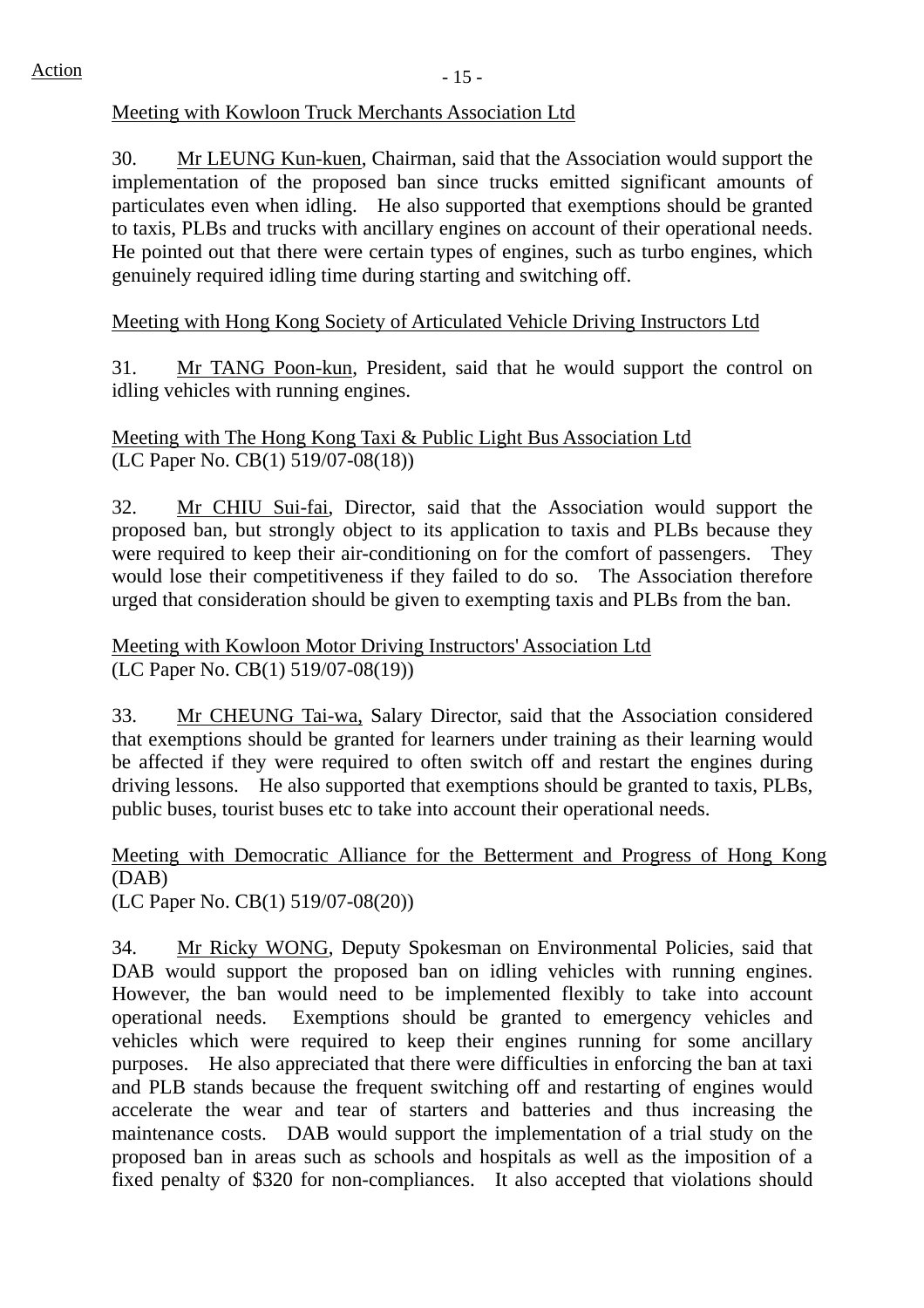Meeting with Kowloon Truck Merchants Association Ltd

30. Mr LEUNG Kun-kuen, Chairman, said that the Association would support the implementation of the proposed ban since trucks emitted significant amounts of particulates even when idling. He also supported that exemptions should be granted to taxis, PLBs and trucks with ancillary engines on account of their operational needs. He pointed out that there were certain types of engines, such as turbo engines, which genuinely required idling time during starting and switching off.

Meeting with Hong Kong Society of Articulated Vehicle Driving Instructors Ltd

31. Mr TANG Poon-kun, President, said that he would support the control on idling vehicles with running engines.

Meeting with The Hong Kong Taxi & Public Light Bus Association Ltd
(LC Paper No. CB(1) 519/07-08(18))

32. Mr CHIU Sui-fai, Director, said that the Association would support the proposed ban, but strongly object to its application to taxis and PLBs because they were required to keep their air-conditioning on for the comfort of passengers. They would lose their competitiveness if they failed to do so. The Association therefore urged that consideration should be given to exempting taxis and PLBs from the ban.

Meeting with Kowloon Motor Driving Instructors' Association Ltd
(LC Paper No. CB(1) 519/07-08(19))

33. Mr CHEUNG Tai-wa, Salary Director, said that the Association considered that exemptions should be granted for learners under training as their learning would be affected if they were required to often switch off and restart the engines during driving lessons. He also supported that exemptions should be granted to taxis, PLBs, public buses, tourist buses etc to take into account their operational needs.

Meeting with Democratic Alliance for the Betterment and Progress of Hong Kong (DAB)
(LC Paper No. CB(1) 519/07-08(20))

34. Mr Ricky WONG, Deputy Spokesman on Environmental Policies, said that DAB would support the proposed ban on idling vehicles with running engines. However, the ban would need to be implemented flexibly to take into account operational needs. Exemptions should be granted to emergency vehicles and vehicles which were required to keep their engines running for some ancillary purposes. He also appreciated that there were difficulties in enforcing the ban at taxi and PLB stands because the frequent switching off and restarting of engines would accelerate the wear and tear of starters and batteries and thus increasing the maintenance costs. DAB would support the implementation of a trial study on the proposed ban in areas such as schools and hospitals as well as the imposition of a fixed penalty of $320 for non-compliances. It also accepted that violations should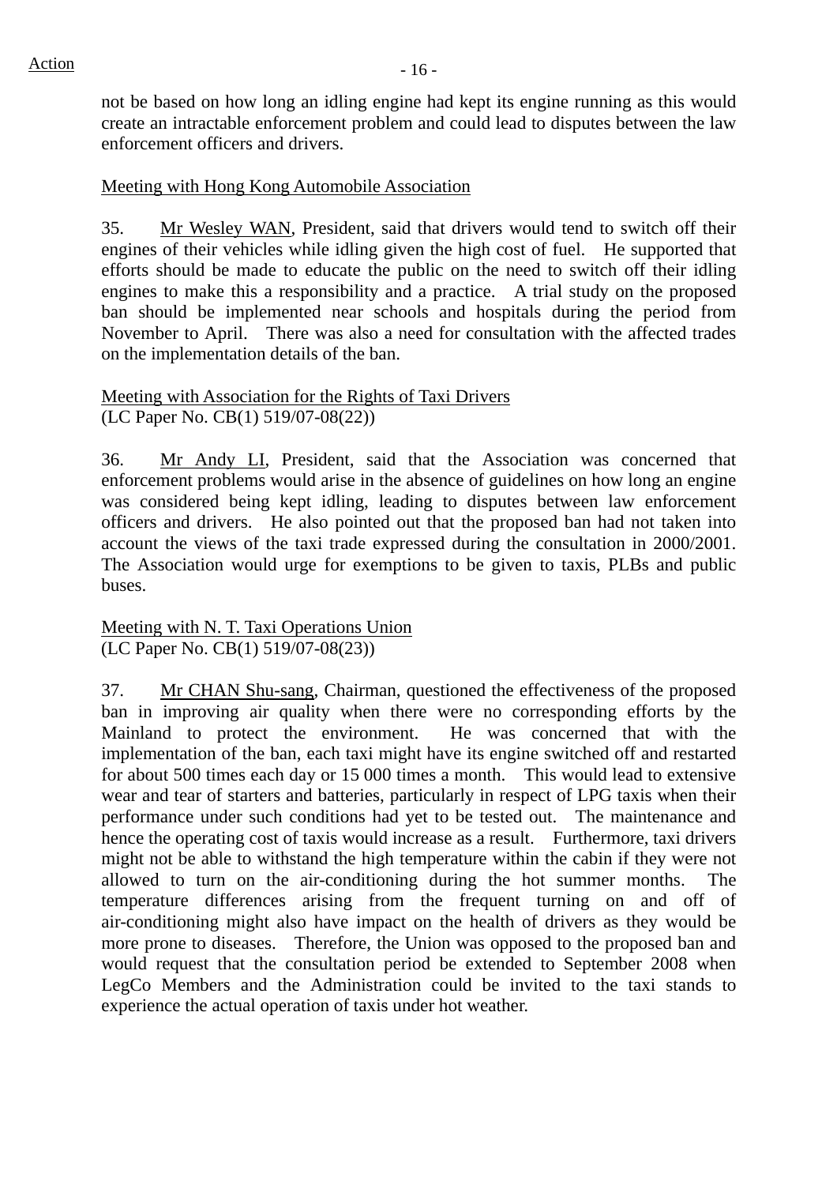not be based on how long an idling engine had kept its engine running as this would create an intractable enforcement problem and could lead to disputes between the law enforcement officers and drivers.

Meeting with Hong Kong Automobile Association

35. Mr Wesley WAN, President, said that drivers would tend to switch off their engines of their vehicles while idling given the high cost of fuel. He supported that efforts should be made to educate the public on the need to switch off their idling engines to make this a responsibility and a practice. A trial study on the proposed ban should be implemented near schools and hospitals during the period from November to April. There was also a need for consultation with the affected trades on the implementation details of the ban.

Meeting with Association for the Rights of Taxi Drivers
(LC Paper No. CB(1) 519/07-08(22))

36. Mr Andy LI, President, said that the Association was concerned that enforcement problems would arise in the absence of guidelines on how long an engine was considered being kept idling, leading to disputes between law enforcement officers and drivers. He also pointed out that the proposed ban had not taken into account the views of the taxi trade expressed during the consultation in 2000/2001. The Association would urge for exemptions to be given to taxis, PLBs and public buses.

Meeting with N. T. Taxi Operations Union
(LC Paper No. CB(1) 519/07-08(23))

37. Mr CHAN Shu-sang, Chairman, questioned the effectiveness of the proposed ban in improving air quality when there were no corresponding efforts by the Mainland to protect the environment. He was concerned that with the implementation of the ban, each taxi might have its engine switched off and restarted for about 500 times each day or 15 000 times a month. This would lead to extensive wear and tear of starters and batteries, particularly in respect of LPG taxis when their performance under such conditions had yet to be tested out. The maintenance and hence the operating cost of taxis would increase as a result. Furthermore, taxi drivers might not be able to withstand the high temperature within the cabin if they were not allowed to turn on the air-conditioning during the hot summer months. The temperature differences arising from the frequent turning on and off of air-conditioning might also have impact on the health of drivers as they would be more prone to diseases. Therefore, the Union was opposed to the proposed ban and would request that the consultation period be extended to September 2008 when LegCo Members and the Administration could be invited to the taxi stands to experience the actual operation of taxis under hot weather.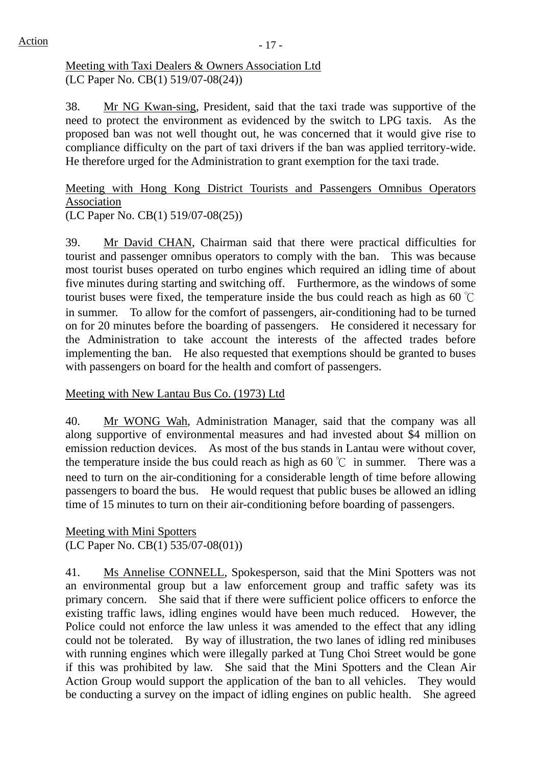Action

Meeting with Taxi Dealers & Owners Association Ltd
(LC Paper No. CB(1) 519/07-08(24))

38. Mr NG Kwan-sing, President, said that the taxi trade was supportive of the need to protect the environment as evidenced by the switch to LPG taxis. As the proposed ban was not well thought out, he was concerned that it would give rise to compliance difficulty on the part of taxi drivers if the ban was applied territory-wide. He therefore urged for the Administration to grant exemption for the taxi trade.

Meeting with Hong Kong District Tourists and Passengers Omnibus Operators Association
(LC Paper No. CB(1) 519/07-08(25))

39. Mr David CHAN, Chairman said that there were practical difficulties for tourist and passenger omnibus operators to comply with the ban. This was because most tourist buses operated on turbo engines which required an idling time of about five minutes during starting and switching off. Furthermore, as the windows of some tourist buses were fixed, the temperature inside the bus could reach as high as 60 ℃ in summer. To allow for the comfort of passengers, air-conditioning had to be turned on for 20 minutes before the boarding of passengers. He considered it necessary for the Administration to take account the interests of the affected trades before implementing the ban. He also requested that exemptions should be granted to buses with passengers on board for the health and comfort of passengers.

Meeting with New Lantau Bus Co. (1973) Ltd

40. Mr WONG Wah, Administration Manager, said that the company was all along supportive of environmental measures and had invested about $4 million on emission reduction devices. As most of the bus stands in Lantau were without cover, the temperature inside the bus could reach as high as 60 ℃ in summer. There was a need to turn on the air-conditioning for a considerable length of time before allowing passengers to board the bus. He would request that public buses be allowed an idling time of 15 minutes to turn on their air-conditioning before boarding of passengers.

Meeting with Mini Spotters
(LC Paper No. CB(1) 535/07-08(01))

41. Ms Annelise CONNELL, Spokesperson, said that the Mini Spotters was not an environmental group but a law enforcement group and traffic safety was its primary concern. She said that if there were sufficient police officers to enforce the existing traffic laws, idling engines would have been much reduced. However, the Police could not enforce the law unless it was amended to the effect that any idling could not be tolerated. By way of illustration, the two lanes of idling red minibuses with running engines which were illegally parked at Tung Choi Street would be gone if this was prohibited by law. She said that the Mini Spotters and the Clean Air Action Group would support the application of the ban to all vehicles. They would be conducting a survey on the impact of idling engines on public health. She agreed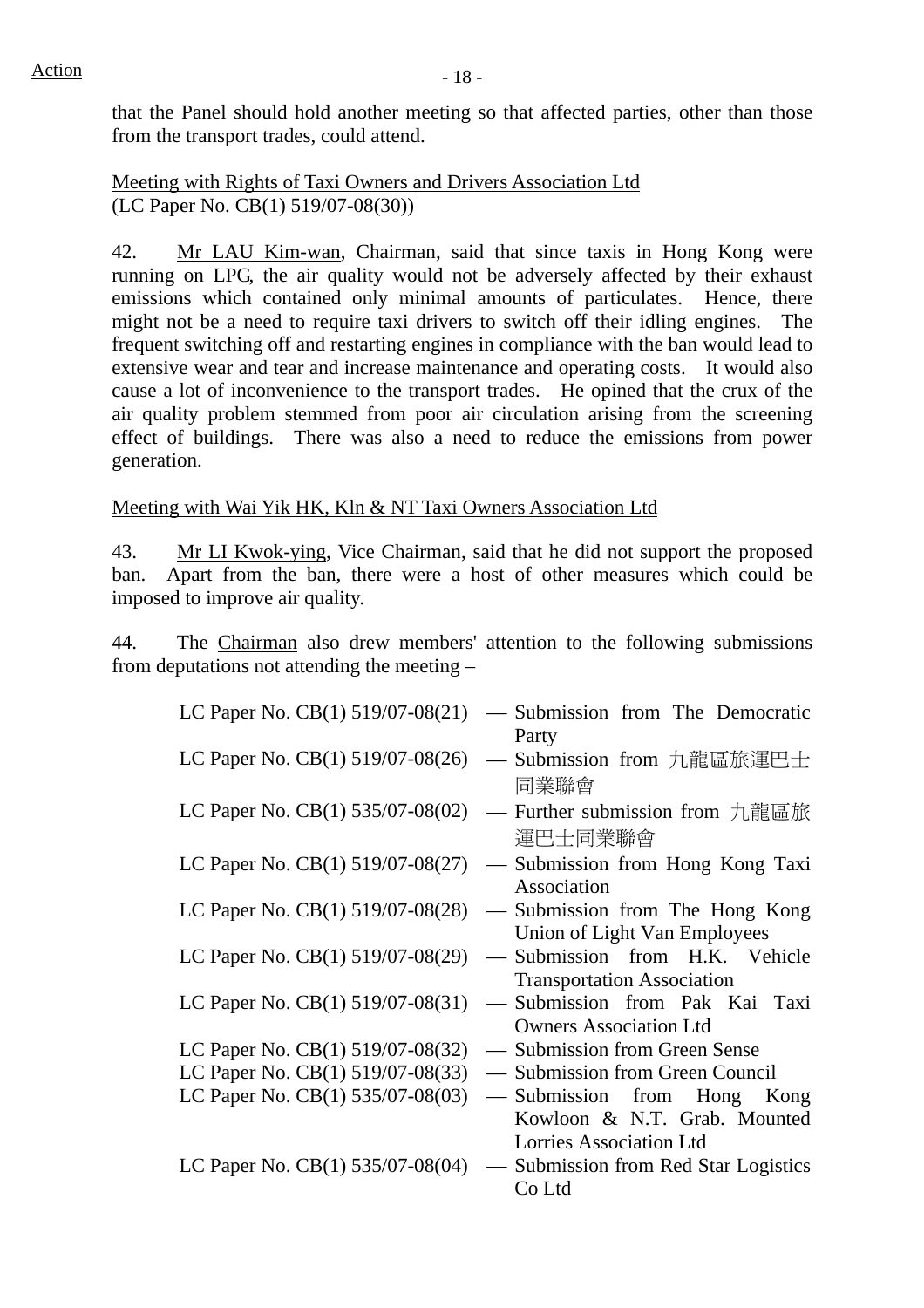Action

that the Panel should hold another meeting so that affected parties, other than those from the transport trades, could attend.

Meeting with Rights of Taxi Owners and Drivers Association Ltd
(LC Paper No. CB(1) 519/07-08(30))

42. Mr LAU Kim-wan, Chairman, said that since taxis in Hong Kong were running on LPG, the air quality would not be adversely affected by their exhaust emissions which contained only minimal amounts of particulates. Hence, there might not be a need to require taxi drivers to switch off their idling engines. The frequent switching off and restarting engines in compliance with the ban would lead to extensive wear and tear and increase maintenance and operating costs. It would also cause a lot of inconvenience to the transport trades. He opined that the crux of the air quality problem stemmed from poor air circulation arising from the screening effect of buildings. There was also a need to reduce the emissions from power generation.

Meeting with Wai Yik HK, Kln & NT Taxi Owners Association Ltd

43. Mr LI Kwok-ying, Vice Chairman, said that he did not support the proposed ban. Apart from the ban, there were a host of other measures which could be imposed to improve air quality.

44. The Chairman also drew members' attention to the following submissions from deputations not attending the meeting –

| | |
|---|---|
| LC Paper No. CB(1) 519/07-08(21) | — Submission from The Democratic Party |
| LC Paper No. CB(1) 519/07-08(26) | — Submission from 九龍區旅運巴士同業聯會 |
| LC Paper No. CB(1) 535/07-08(02) | — Further submission from 九龍區旅運巴士同業聯會 |
| LC Paper No. CB(1) 519/07-08(27) | — Submission from Hong Kong Taxi Association |
| LC Paper No. CB(1) 519/07-08(28) | — Submission from The Hong Kong Union of Light Van Employees |
| LC Paper No. CB(1) 519/07-08(29) | — Submission from H.K. Vehicle Transportation Association |
| LC Paper No. CB(1) 519/07-08(31) | — Submission from Pak Kai Taxi Owners Association Ltd |
| LC Paper No. CB(1) 519/07-08(32) | — Submission from Green Sense |
| LC Paper No. CB(1) 519/07-08(33) | — Submission from Green Council |
| LC Paper No. CB(1) 535/07-08(03) | — Submission from Hong Kong Kowloon & N.T. Grab. Mounted Lorries Association Ltd |
| LC Paper No. CB(1) 535/07-08(04) | — Submission from Red Star Logistics Co Ltd |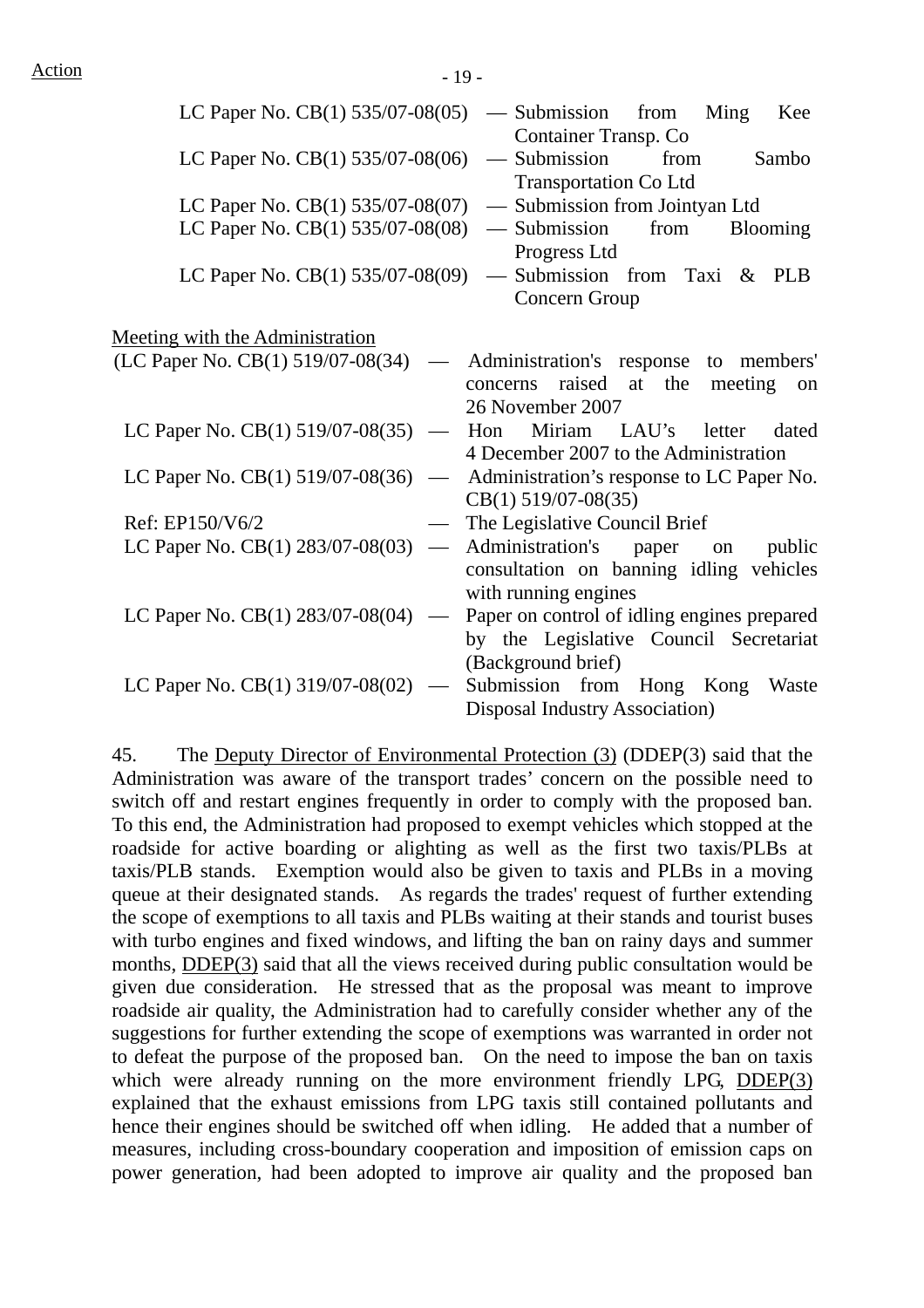Action

LC Paper No. CB(1) 535/07-08(05) — Submission from Ming Kee Container Transp. Co

LC Paper No. CB(1) 535/07-08(06) — Submission from Sambo Transportation Co Ltd

LC Paper No. CB(1) 535/07-08(07) — Submission from Jointyan Ltd

LC Paper No. CB(1) 535/07-08(08) — Submission from Blooming Progress Ltd

LC Paper No. CB(1) 535/07-08(09) — Submission from Taxi & PLB Concern Group

<u>Meeting with the Administration</u>

(LC Paper No. CB(1) 519/07-08(34) — Administration's response to members' concerns raised at the meeting on 26 November 2007

LC Paper No. CB(1) 519/07-08(35) — Hon Miriam LAU's letter dated 4 December 2007 to the Administration

LC Paper No. CB(1) 519/07-08(36) — Administration's response to LC Paper No. CB(1) 519/07-08(35)

Ref: EP150/V6/2 — The Legislative Council Brief

LC Paper No. CB(1) 283/07-08(03) — Administration's paper on public consultation on banning idling vehicles with running engines

LC Paper No. CB(1) 283/07-08(04) — Paper on control of idling engines prepared by the Legislative Council Secretariat (Background brief)

LC Paper No. CB(1) 319/07-08(02) — Submission from Hong Kong Waste Disposal Industry Association)

45. The <u>Deputy Director of Environmental Protection (3)</u> (DDEP(3) said that the Administration was aware of the transport trades' concern on the possible need to switch off and restart engines frequently in order to comply with the proposed ban. To this end, the Administration had proposed to exempt vehicles which stopped at the roadside for active boarding or alighting as well as the first two taxis/PLBs at taxis/PLB stands. Exemption would also be given to taxis and PLBs in a moving queue at their designated stands. As regards the trades' request of further extending the scope of exemptions to all taxis and PLBs waiting at their stands and tourist buses with turbo engines and fixed windows, and lifting the ban on rainy days and summer months, <u>DDEP(3)</u> said that all the views received during public consultation would be given due consideration. He stressed that as the proposal was meant to improve roadside air quality, the Administration had to carefully consider whether any of the suggestions for further extending the scope of exemptions was warranted in order not to defeat the purpose of the proposed ban. On the need to impose the ban on taxis which were already running on the more environment friendly LPG, <u>DDEP(3)</u> explained that the exhaust emissions from LPG taxis still contained pollutants and hence their engines should be switched off when idling. He added that a number of measures, including cross-boundary cooperation and imposition of emission caps on power generation, had been adopted to improve air quality and the proposed ban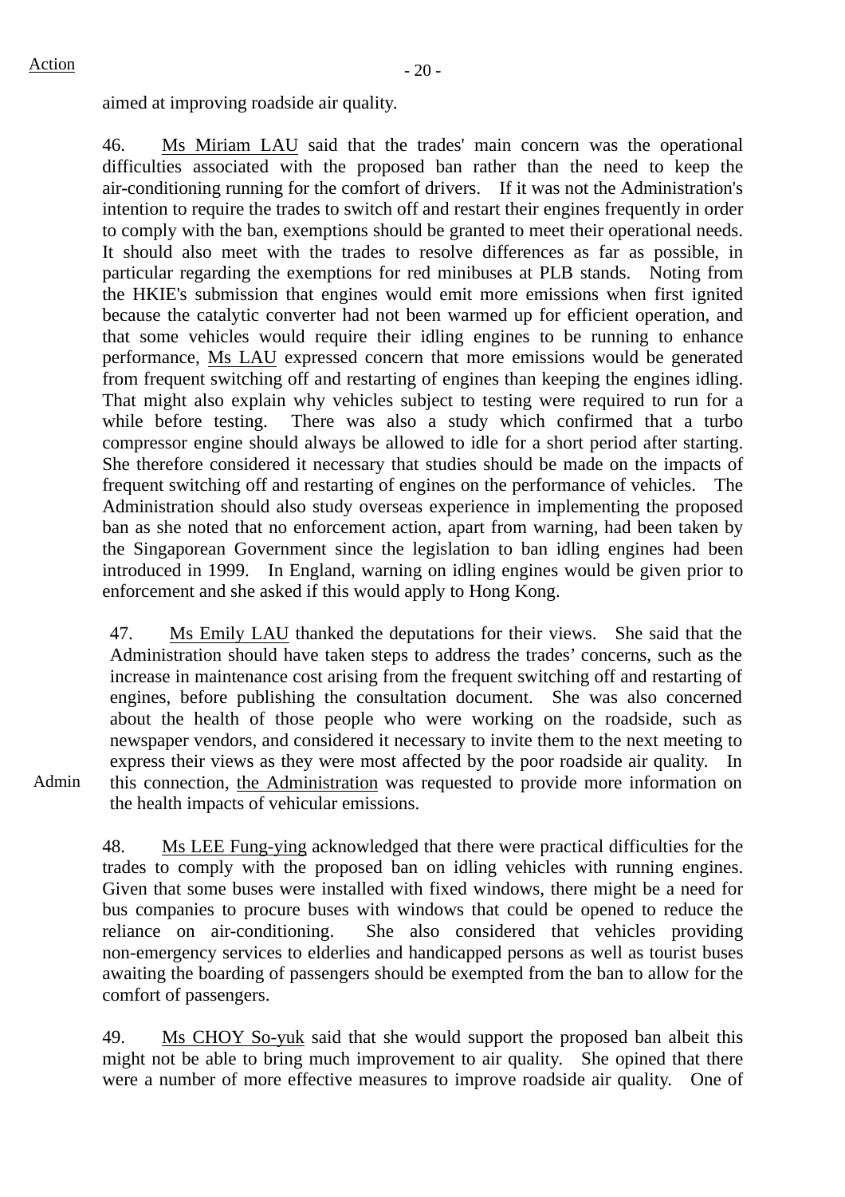aimed at improving roadside air quality.

46. Ms Miriam LAU said that the trades' main concern was the operational difficulties associated with the proposed ban rather than the need to keep the air-conditioning running for the comfort of drivers. If it was not the Administration's intention to require the trades to switch off and restart their engines frequently in order to comply with the ban, exemptions should be granted to meet their operational needs. It should also meet with the trades to resolve differences as far as possible, in particular regarding the exemptions for red minibuses at PLB stands. Noting from the HKIE's submission that engines would emit more emissions when first ignited because the catalytic converter had not been warmed up for efficient operation, and that some vehicles would require their idling engines to be running to enhance performance, Ms LAU expressed concern that more emissions would be generated from frequent switching off and restarting of engines than keeping the engines idling. That might also explain why vehicles subject to testing were required to run for a while before testing. There was also a study which confirmed that a turbo compressor engine should always be allowed to idle for a short period after starting. She therefore considered it necessary that studies should be made on the impacts of frequent switching off and restarting of engines on the performance of vehicles. The Administration should also study overseas experience in implementing the proposed ban as she noted that no enforcement action, apart from warning, had been taken by the Singaporean Government since the legislation to ban idling engines had been introduced in 1999. In England, warning on idling engines would be given prior to enforcement and she asked if this would apply to Hong Kong.

47. Ms Emily LAU thanked the deputations for their views. She said that the Administration should have taken steps to address the trades' concerns, such as the increase in maintenance cost arising from the frequent switching off and restarting of engines, before publishing the consultation document. She was also concerned about the health of those people who were working on the roadside, such as newspaper vendors, and considered it necessary to invite them to the next meeting to express their views as they were most affected by the poor roadside air quality. In this connection, the Administration was requested to provide more information on the health impacts of vehicular emissions.

Action: Admin

48. Ms LEE Fung-ying acknowledged that there were practical difficulties for the trades to comply with the proposed ban on idling vehicles with running engines. Given that some buses were installed with fixed windows, there might be a need for bus companies to procure buses with windows that could be opened to reduce the reliance on air-conditioning. She also considered that vehicles providing non-emergency services to elderlies and handicapped persons as well as tourist buses awaiting the boarding of passengers should be exempted from the ban to allow for the comfort of passengers.

49. Ms CHOY So-yuk said that she would support the proposed ban albeit this might not be able to bring much improvement to air quality. She opined that there were a number of more effective measures to improve roadside air quality. One of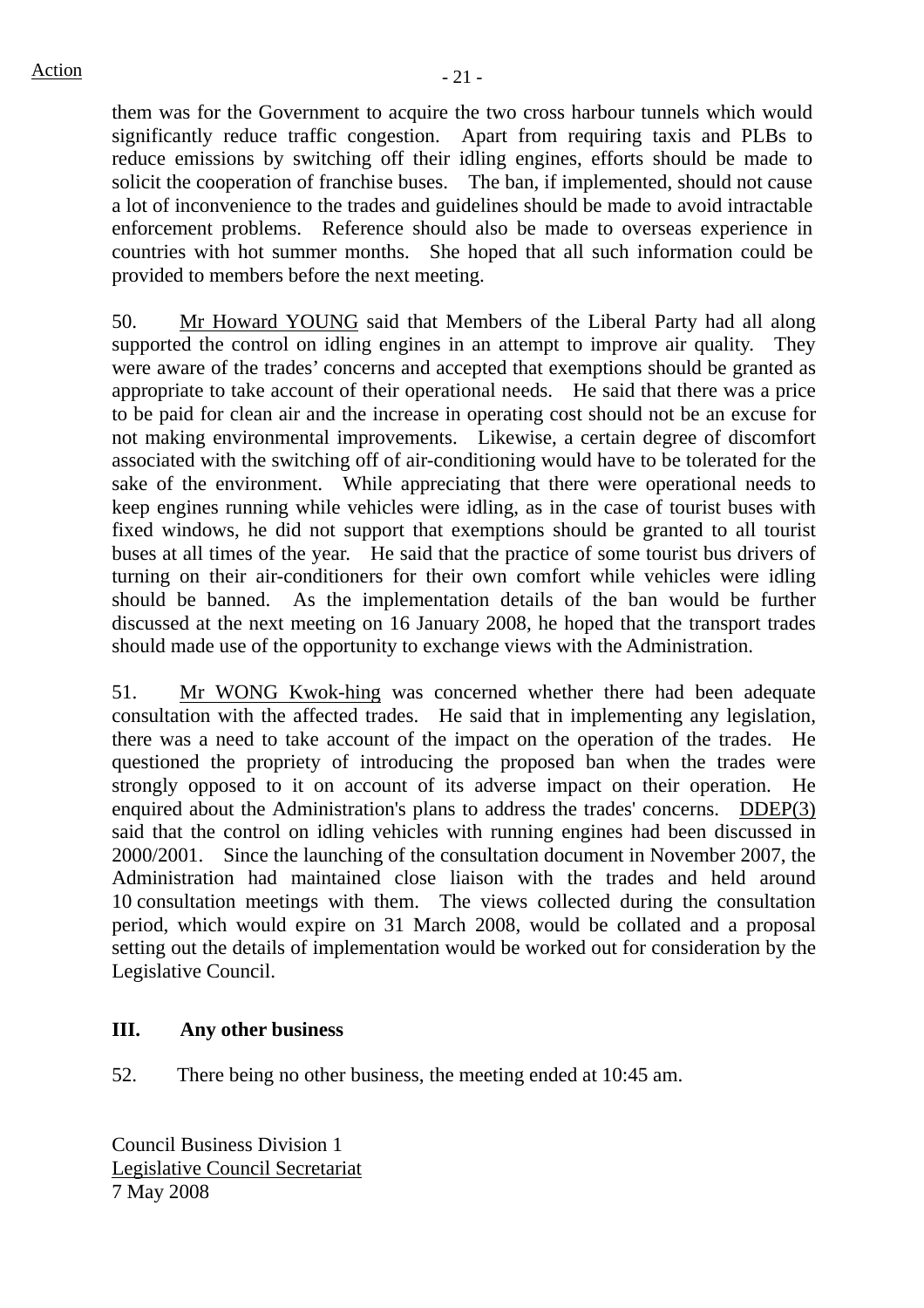them was for the Government to acquire the two cross harbour tunnels which would significantly reduce traffic congestion. Apart from requiring taxis and PLBs to reduce emissions by switching off their idling engines, efforts should be made to solicit the cooperation of franchise buses. The ban, if implemented, should not cause a lot of inconvenience to the trades and guidelines should be made to avoid intractable enforcement problems. Reference should also be made to overseas experience in countries with hot summer months. She hoped that all such information could be provided to members before the next meeting.

50. Mr Howard YOUNG said that Members of the Liberal Party had all along supported the control on idling engines in an attempt to improve air quality. They were aware of the trades' concerns and accepted that exemptions should be granted as appropriate to take account of their operational needs. He said that there was a price to be paid for clean air and the increase in operating cost should not be an excuse for not making environmental improvements. Likewise, a certain degree of discomfort associated with the switching off of air-conditioning would have to be tolerated for the sake of the environment. While appreciating that there were operational needs to keep engines running while vehicles were idling, as in the case of tourist buses with fixed windows, he did not support that exemptions should be granted to all tourist buses at all times of the year. He said that the practice of some tourist bus drivers of turning on their air-conditioners for their own comfort while vehicles were idling should be banned. As the implementation details of the ban would be further discussed at the next meeting on 16 January 2008, he hoped that the transport trades should made use of the opportunity to exchange views with the Administration.

51. Mr WONG Kwok-hing was concerned whether there had been adequate consultation with the affected trades. He said that in implementing any legislation, there was a need to take account of the impact on the operation of the trades. He questioned the propriety of introducing the proposed ban when the trades were strongly opposed to it on account of its adverse impact on their operation. He enquired about the Administration's plans to address the trades' concerns. DDEP(3) said that the control on idling vehicles with running engines had been discussed in 2000/2001. Since the launching of the consultation document in November 2007, the Administration had maintained close liaison with the trades and held around 10 consultation meetings with them. The views collected during the consultation period, which would expire on 31 March 2008, would be collated and a proposal setting out the details of implementation would be worked out for consideration by the Legislative Council.

## III. Any other business

52. There being no other business, the meeting ended at 10:45 am.

Council Business Division 1
Legislative Council Secretariat
7 May 2008